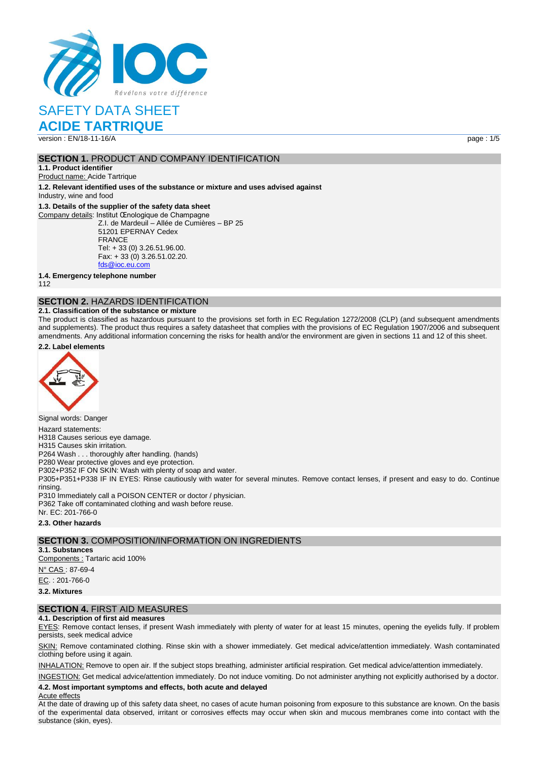# SAFETY DATA SHEET

# ACIDE TARTRIQUE

version : EN/18-11-16/A

## SECTION 1. PRODUCT AND COMPANY IDENTIFICATION

**1.1. Product identifier**

Product name: Acide Tartrique

**1.2. Relevant identified uses of the substance or mixture and uses advised against**

Industry, wine and food

**1.3. Details of the supplier of the safety data sheet**

Company details: Institut Œnologique de Champagne
Z.I. de Mardeuil – Allée de Cumières – BP 25
51201 EPERNAY Cedex
FRANCE
Tel: + 33 (0) 3.26.51.96.00.
Fax: + 33 (0) 3.26.51.02.20.
fds@ioc.eu.com

**1.4. Emergency telephone number**

112

## SECTION 2. HAZARDS IDENTIFICATION

**2.1. Classification of the substance or mixture**

The product is classified as hazardous pursuant to the provisions set forth in EC Regulation 1272/2008 (CLP) (and subsequent amendments and supplements). The product thus requires a safety datasheet that complies with the provisions of EC Regulation 1907/2006 and subsequent amendments. Any additional information concerning the risks for health and/or the environment are given in sections 11 and 12 of this sheet.

**2.2. Label elements**

Signal words: Danger

Hazard statements:
H318 Causes serious eye damage.
H315 Causes skin irritation.
P264 Wash . . . thoroughly after handling. (hands)
P280 Wear protective gloves and eye protection.
P302+P352 IF ON SKIN: Wash with plenty of soap and water.
P305+P351+P338 IF IN EYES: Rinse cautiously with water for several minutes. Remove contact lenses, if present and easy to do. Continue rinsing.
P310 Immediately call a POISON CENTER or doctor / physician.
P362 Take off contaminated clothing and wash before reuse.
Nr. EC: 201-766-0

**2.3. Other hazards**

## SECTION 3. COMPOSITION/INFORMATION ON INGREDIENTS

**3.1. Substances**

Components : Tartaric acid 100%

N° CAS : 87-69-4

EC. : 201-766-0

**3.2. Mixtures**

## SECTION 4. FIRST AID MEASURES

**4.1. Description of first aid measures**

EYES: Remove contact lenses, if present Wash immediately with plenty of water for at least 15 minutes, opening the eyelids fully. If problem persists, seek medical advice

SKIN: Remove contaminated clothing. Rinse skin with a shower immediately. Get medical advice/attention immediately. Wash contaminated clothing before using it again.

INHALATION: Remove to open air. If the subject stops breathing, administer artificial respiration. Get medical advice/attention immediately.

INGESTION: Get medical advice/attention immediately. Do not induce vomiting. Do not administer anything not explicitly authorised by a doctor.

**4.2. Most important symptoms and effects, both acute and delayed**

Acute effects

At the date of drawing up of this safety data sheet, no cases of acute human poisoning from exposure to this substance are known. On the basis of the experimental data observed, irritant or corrosives effects may occur when skin and mucous membranes come into contact with the substance (skin, eyes).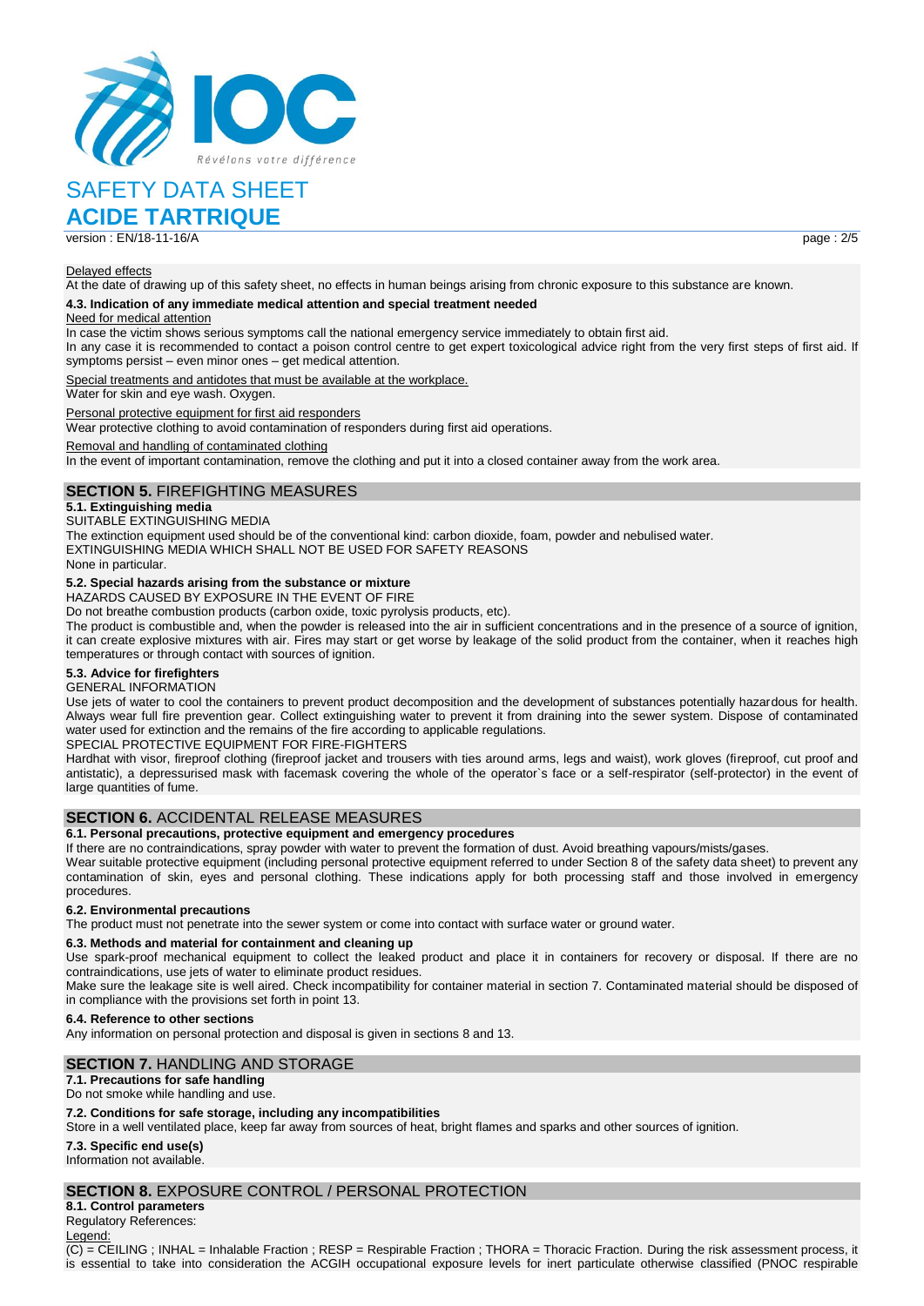Delayed effects

At the date of drawing up of this safety sheet, no effects in human beings arising from chronic exposure to this substance are known.

**4.3. Indication of any immediate medical attention and special treatment needed**

Need for medical attention

In case the victim shows serious symptoms call the national emergency service immediately to obtain first aid.

In any case it is recommended to contact a poison control centre to get expert toxicological advice right from the very first steps of first aid. If symptoms persist – even minor ones – get medical attention.

Special treatments and antidotes that must be available at the workplace.

Water for skin and eye wash. Oxygen.

Personal protective equipment for first aid responders

Wear protective clothing to avoid contamination of responders during first aid operations.

Removal and handling of contaminated clothing

In the event of important contamination, remove the clothing and put it into a closed container away from the work area.

## SECTION 5. FIREFIGHTING MEASURES

**5.1. Extinguishing media**

SUITABLE EXTINGUISHING MEDIA

The extinction equipment used should be of the conventional kind: carbon dioxide, foam, powder and nebulised water.

EXTINGUISHING MEDIA WHICH SHALL NOT BE USED FOR SAFETY REASONS

None in particular.

**5.2. Special hazards arising from the substance or mixture**

HAZARDS CAUSED BY EXPOSURE IN THE EVENT OF FIRE

Do not breathe combustion products (carbon oxide, toxic pyrolysis products, etc).

The product is combustible and, when the powder is released into the air in sufficient concentrations and in the presence of a source of ignition, it can create explosive mixtures with air. Fires may start or get worse by leakage of the solid product from the container, when it reaches high temperatures or through contact with sources of ignition.

**5.3. Advice for firefighters**

GENERAL INFORMATION

Use jets of water to cool the containers to prevent product decomposition and the development of substances potentially hazardous for health. Always wear full fire prevention gear. Collect extinguishing water to prevent it from draining into the sewer system. Dispose of contaminated water used for extinction and the remains of the fire according to applicable regulations.

SPECIAL PROTECTIVE EQUIPMENT FOR FIRE-FIGHTERS

Hardhat with visor, fireproof clothing (fireproof jacket and trousers with ties around arms, legs and waist), work gloves (fireproof, cut proof and antistatic), a depressurised mask with facemask covering the whole of the operator`s face or a self-respirator (self-protector) in the event of large quantities of fume.

## SECTION 6. ACCIDENTAL RELEASE MEASURES

**6.1. Personal precautions, protective equipment and emergency procedures**

If there are no contraindications, spray powder with water to prevent the formation of dust. Avoid breathing vapours/mists/gases.

Wear suitable protective equipment (including personal protective equipment referred to under Section 8 of the safety data sheet) to prevent any contamination of skin, eyes and personal clothing. These indications apply for both processing staff and those involved in emergency procedures.

**6.2. Environmental precautions**

The product must not penetrate into the sewer system or come into contact with surface water or ground water.

**6.3. Methods and material for containment and cleaning up**

Use spark-proof mechanical equipment to collect the leaked product and place it in containers for recovery or disposal. If there are no contraindications, use jets of water to eliminate product residues.

Make sure the leakage site is well aired. Check incompatibility for container material in section 7. Contaminated material should be disposed of in compliance with the provisions set forth in point 13.

**6.4. Reference to other sections**

Any information on personal protection and disposal is given in sections 8 and 13.

## SECTION 7. HANDLING AND STORAGE

**7.1. Precautions for safe handling**

Do not smoke while handling and use.

**7.2. Conditions for safe storage, including any incompatibilities**

Store in a well ventilated place, keep far away from sources of heat, bright flames and sparks and other sources of ignition.

**7.3. Specific end use(s)**

Information not available.

## SECTION 8. EXPOSURE CONTROL / PERSONAL PROTECTION

**8.1. Control parameters**

Regulatory References:

Legend:

(C) = CEILING ; INHAL = Inhalable Fraction ; RESP = Respirable Fraction ; THORA = Thoracic Fraction. During the risk assessment process, it is essential to take into consideration the ACGIH occupational exposure levels for inert particulate otherwise classified (PNOC respirable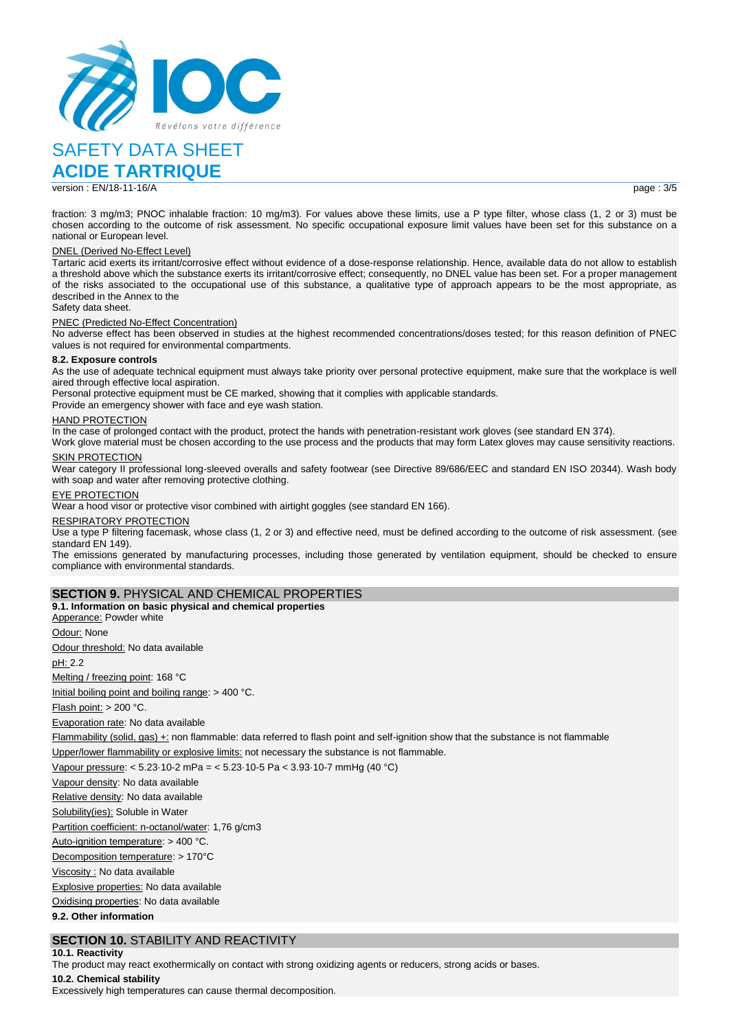fraction: 3 mg/m3; PNOC inhalable fraction: 10 mg/m3). For values above these limits, use a P type filter, whose class (1, 2 or 3) must be chosen according to the outcome of risk assessment. No specific occupational exposure limit values have been set for this substance on a national or European level.

DNEL (Derived No-Effect Level)

Tartaric acid exerts its irritant/corrosive effect without evidence of a dose-response relationship. Hence, available data do not allow to establish a threshold above which the substance exerts its irritant/corrosive effect; consequently, no DNEL value has been set. For a proper management of the risks associated to the occupational use of this substance, a qualitative type of approach appears to be the most appropriate, as described in the Annex to the
Safety data sheet.

PNEC (Predicted No-Effect Concentration)

No adverse effect has been observed in studies at the highest recommended concentrations/doses tested; for this reason definition of PNEC values is not required for environmental compartments.

**8.2. Exposure controls**

As the use of adequate technical equipment must always take priority over personal protective equipment, make sure that the workplace is well aired through effective local aspiration.
Personal protective equipment must be CE marked, showing that it complies with applicable standards.
Provide an emergency shower with face and eye wash station.

HAND PROTECTION

In the case of prolonged contact with the product, protect the hands with penetration-resistant work gloves (see standard EN 374).
Work glove material must be chosen according to the use process and the products that may form Latex gloves may cause sensitivity reactions.

SKIN PROTECTION

Wear category II professional long-sleeved overalls and safety footwear (see Directive 89/686/EEC and standard EN ISO 20344). Wash body with soap and water after removing protective clothing.

EYE PROTECTION

Wear a hood visor or protective visor combined with airtight goggles (see standard EN 166).

RESPIRATORY PROTECTION

Use a type P filtering facemask, whose class (1, 2 or 3) and effective need, must be defined according to the outcome of risk assessment. (see standard EN 149).
The emissions generated by manufacturing processes, including those generated by ventilation equipment, should be checked to ensure compliance with environmental standards.

## SECTION 9. PHYSICAL AND CHEMICAL PROPERTIES

**9.1. Information on basic physical and chemical properties**

Apperance: Powder white

Odour: None

Odour threshold: No data available

pH: 2.2

Melting / freezing point: 168 °C

Initial boiling point and boiling range: > 400 °C.

Flash point: > 200 °C.

Evaporation rate: No data available

Flammability (solid, gas) +: non flammable: data referred to flash point and self-ignition show that the substance is not flammable

Upper/lower flammability or explosive limits: not necessary the substance is not flammable.

Vapour pressure: < $5.23 \cdot 10^{-2}$ mPa = < $5.23 \cdot 10^{-5}$ Pa < $3.93 \cdot 10^{-7}$ mmHg (40 °C)

Vapour density: No data available

Relative density: No data available

Solubility(ies): Soluble in Water

Partition coefficient: n-octanol/water: 1,76 g/cm3

Auto-ignition temperature: > 400 °C.

Decomposition temperature: > 170°C

Viscosity : No data available

Explosive properties: No data available

Oxidising properties: No data available

**9.2. Other information**

## SECTION 10. STABILITY AND REACTIVITY

**10.1. Reactivity**

The product may react exothermically on contact with strong oxidizing agents or reducers, strong acids or bases.

**10.2. Chemical stability**

Excessively high temperatures can cause thermal decomposition.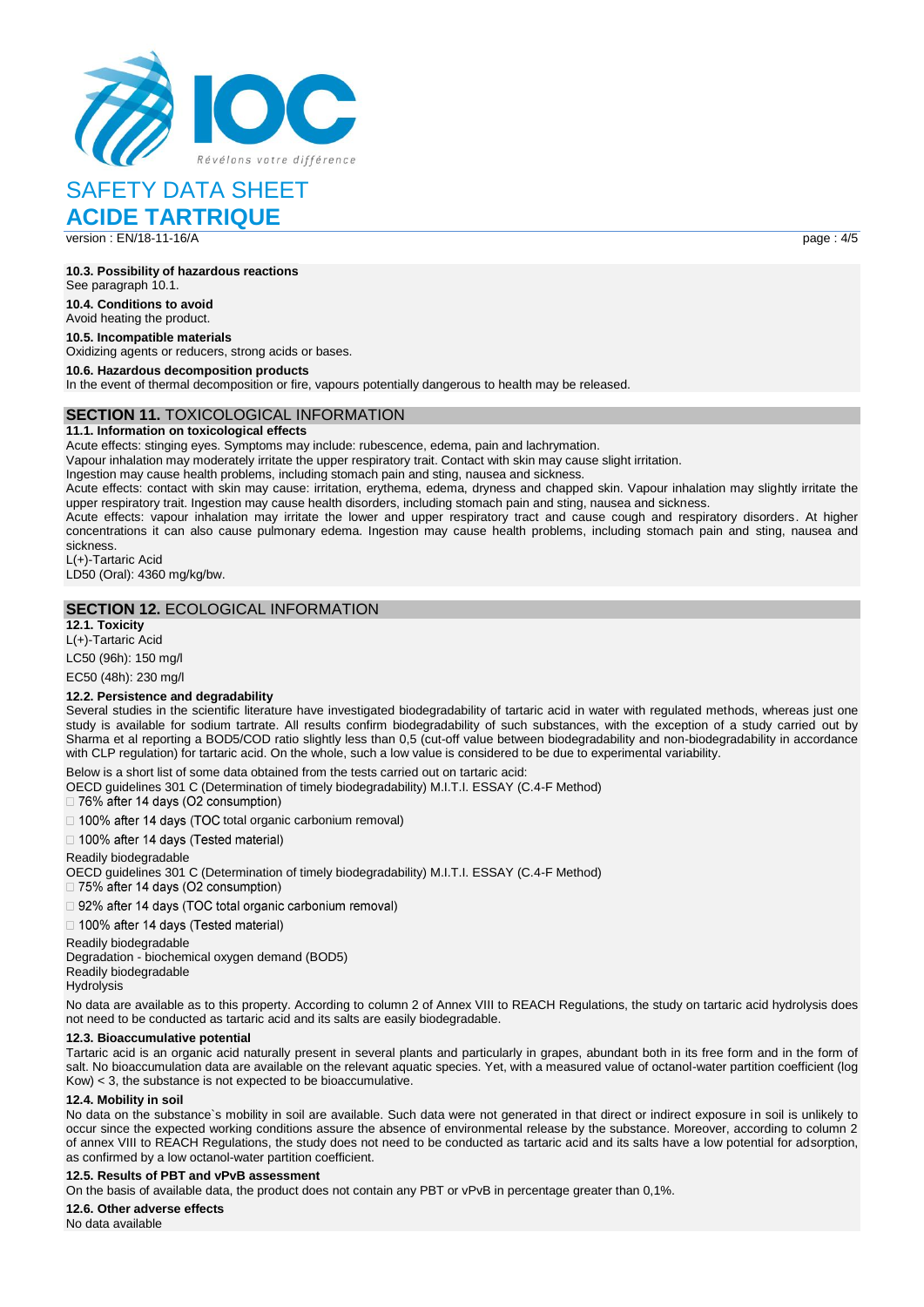#### 10.3. Possibility of hazardous reactions

See paragraph 10.1.

#### 10.4. Conditions to avoid

Avoid heating the product.

#### 10.5. Incompatible materials

Oxidizing agents or reducers, strong acids or bases.

#### 10.6. Hazardous decomposition products

In the event of thermal decomposition or fire, vapours potentially dangerous to health may be released.

## SECTION 11. TOXICOLOGICAL INFORMATION

#### 11.1. Information on toxicological effects

Acute effects: stinging eyes. Symptoms may include: rubescence, edema, pain and lachrymation.

Vapour inhalation may moderately irritate the upper respiratory trait. Contact with skin may cause slight irritation.

Ingestion may cause health problems, including stomach pain and sting, nausea and sickness.

Acute effects: contact with skin may cause: irritation, erythema, edema, dryness and chapped skin. Vapour inhalation may slightly irritate the upper respiratory trait. Ingestion may cause health disorders, including stomach pain and sting, nausea and sickness.

Acute effects: vapour inhalation may irritate the lower and upper respiratory tract and cause cough and respiratory disorders. At higher concentrations it can also cause pulmonary edema. Ingestion may cause health problems, including stomach pain and sting, nausea and sickness.

L(+)-Tartaric Acid

LD50 (Oral): 4360 mg/kg/bw.

## SECTION 12. ECOLOGICAL INFORMATION

#### 12.1. Toxicity

L(+)-Tartaric Acid

LC50 (96h): 150 mg/l

EC50 (48h): 230 mg/l

#### 12.2. Persistence and degradability

Several studies in the scientific literature have investigated biodegradability of tartaric acid in water with regulated methods, whereas just one study is available for sodium tartrate. All results confirm biodegradability of such substances, with the exception of a study carried out by Sharma et al reporting a BOD5/COD ratio slightly less than 0,5 (cut-off value between biodegradability and non-biodegradability in accordance with CLP regulation) for tartaric acid. On the whole, such a low value is considered to be due to experimental variability.

Below is a short list of some data obtained from the tests carried out on tartaric acid:

OECD guidelines 301 C (Determination of timely biodegradability) M.I.T.I. ESSAY (C.4-F Method)

- 76% after 14 days (O2 consumption)
- 100% after 14 days (TOC total organic carbonium removal)
- 100% after 14 days (Tested material)

Readily biodegradable

OECD guidelines 301 C (Determination of timely biodegradability) M.I.T.I. ESSAY (C.4-F Method)

- 75% after 14 days (O2 consumption)
- 92% after 14 days (TOC total organic carbonium removal)
- 100% after 14 days (Tested material)

Readily biodegradable

Degradation - biochemical oxygen demand (BOD5)

Readily biodegradable

Hydrolysis

No data are available as to this property. According to column 2 of Annex VIII to REACH Regulations, the study on tartaric acid hydrolysis does not need to be conducted as tartaric acid and its salts are easily biodegradable.

#### 12.3. Bioaccumulative potential

Tartaric acid is an organic acid naturally present in several plants and particularly in grapes, abundant both in its free form and in the form of salt. No bioaccumulation data are available on the relevant aquatic species. Yet, with a measured value of octanol-water partition coefficient (log Kow) < 3, the substance is not expected to be bioaccumulative.

#### 12.4. Mobility in soil

No data on the substance`s mobility in soil are available. Such data were not generated in that direct or indirect exposure in soil is unlikely to occur since the expected working conditions assure the absence of environmental release by the substance. Moreover, according to column 2 of annex VIII to REACH Regulations, the study does not need to be conducted as tartaric acid and its salts have a low potential for adsorption, as confirmed by a low octanol-water partition coefficient.

#### 12.5. Results of PBT and vPvB assessment

On the basis of available data, the product does not contain any PBT or vPvB in percentage greater than 0,1%.

#### 12.6. Other adverse effects

No data available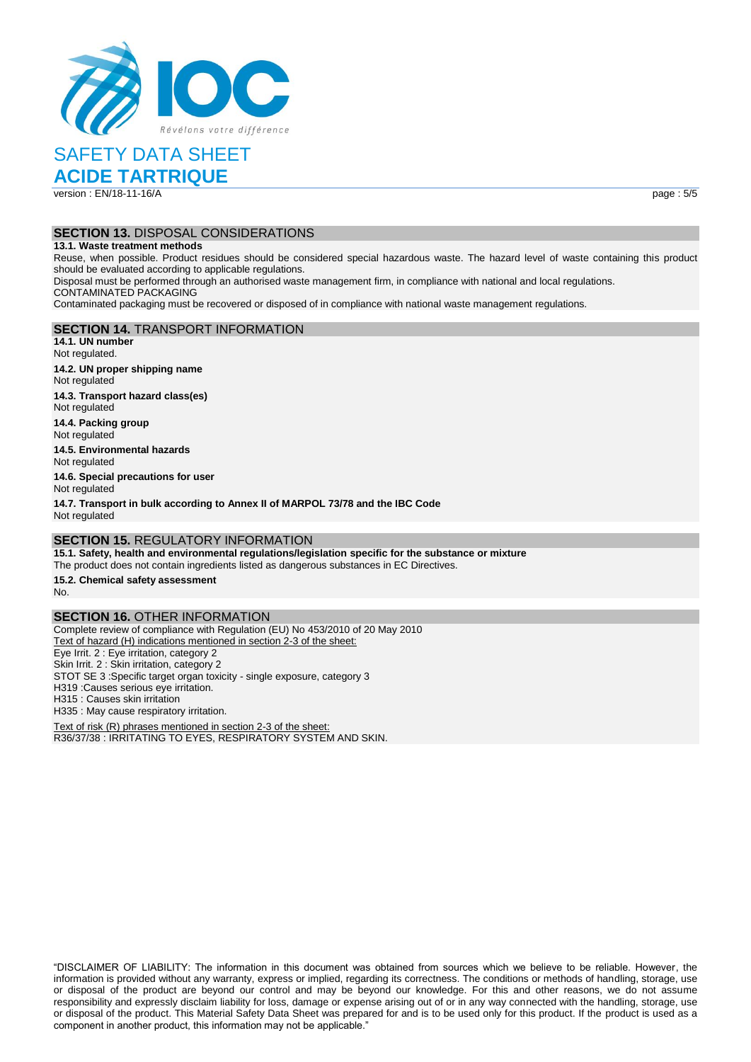## SECTION 13. DISPOSAL CONSIDERATIONS

**13.1. Waste treatment methods**

Reuse, when possible. Product residues should be considered special hazardous waste. The hazard level of waste containing this product should be evaluated according to applicable regulations.

Disposal must be performed through an authorised waste management firm, in compliance with national and local regulations.

CONTAMINATED PACKAGING

Contaminated packaging must be recovered or disposed of in compliance with national waste management regulations.

## SECTION 14. TRANSPORT INFORMATION

**14.1. UN number**

Not regulated.

**14.2. UN proper shipping name**

Not regulated

**14.3. Transport hazard class(es)**

Not regulated

**14.4. Packing group**

Not regulated

**14.5. Environmental hazards**

Not regulated

**14.6. Special precautions for user**

Not regulated

**14.7. Transport in bulk according to Annex II of MARPOL 73/78 and the IBC Code**

Not regulated

## SECTION 15. REGULATORY INFORMATION

**15.1. Safety, health and environmental regulations/legislation specific for the substance or mixture**

The product does not contain ingredients listed as dangerous substances in EC Directives.

**15.2. Chemical safety assessment**

No.

## SECTION 16. OTHER INFORMATION

Complete review of compliance with Regulation (EU) No 453/2010 of 20 May 2010

Text of hazard (H) indications mentioned in section 2-3 of the sheet:

Eye Irrit. 2 : Eye irritation, category 2
Skin Irrit. 2 : Skin irritation, category 2
STOT SE 3 :Specific target organ toxicity - single exposure, category 3
H319 :Causes serious eye irritation.
H315 : Causes skin irritation
H335 : May cause respiratory irritation.

Text of risk (R) phrases mentioned in section 2-3 of the sheet:

R36/37/38 : IRRITATING TO EYES, RESPIRATORY SYSTEM AND SKIN.

"DISCLAIMER OF LIABILITY: The information in this document was obtained from sources which we believe to be reliable. However, the information is provided without any warranty, express or implied, regarding its correctness. The conditions or methods of handling, storage, use or disposal of the product are beyond our control and may be beyond our knowledge. For this and other reasons, we do not assume responsibility and expressly disclaim liability for loss, damage or expense arising out of or in any way connected with the handling, storage, use or disposal of the product. This Material Safety Data Sheet was prepared for and is to be used only for this product. If the product is used as a component in another product, this information may not be applicable."